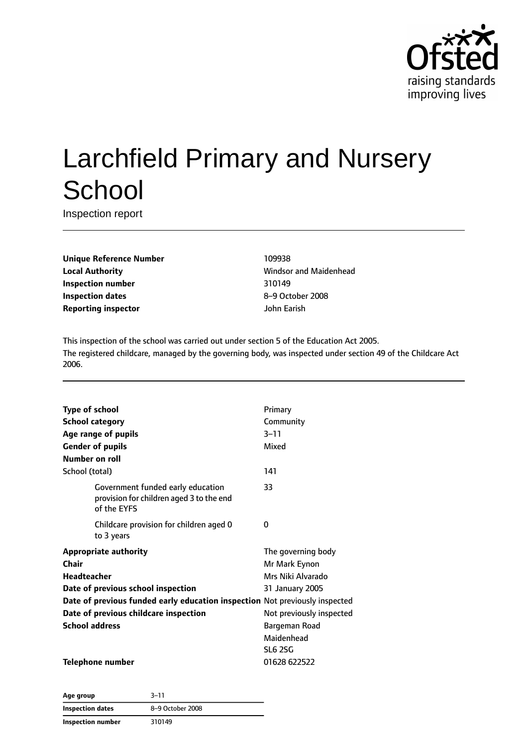# Larchfield Primary and Nursery School

Inspection report

| | |
|---|---|
| **Unique Reference Number** | 109938 |
| **Local Authority** | Windsor and Maidenhead |
| **Inspection number** | 310149 |
| **Inspection dates** | 8–9 October 2008 |
| **Reporting inspector** | John Earish |

This inspection of the school was carried out under section 5 of the Education Act 2005.
The registered childcare, managed by the governing body, was inspected under section 49 of the Childcare Act 2006.

| | |
|---|---|
| **Type of school** | Primary |
| **School category** | Community |
| **Age range of pupils** | 3–11 |
| **Gender of pupils** | Mixed |
| **Number on roll** | |
| School (total) | 141 |
| Government funded early education provision for children aged 3 to the end of the EYFS | 33 |
| Childcare provision for children aged 0 to 3 years | 0 |
| **Appropriate authority** | The governing body |
| **Chair** | Mr Mark Eynon |
| **Headteacher** | Mrs Niki Alvarado |
| **Date of previous school inspection** | 31 January 2005 |
| **Date of previous funded early education inspection** | Not previously inspected |
| **Date of previous childcare inspection** | Not previously inspected |
| **School address** | Bargeman Road<br>Maidenhead<br>SL6 2SG |
| **Telephone number** | 01628 622522 |

| | |
|---|---|
| **Age group** | 3–11 |
| **Inspection dates** | 8–9 October 2008 |
| **Inspection number** | 310149 |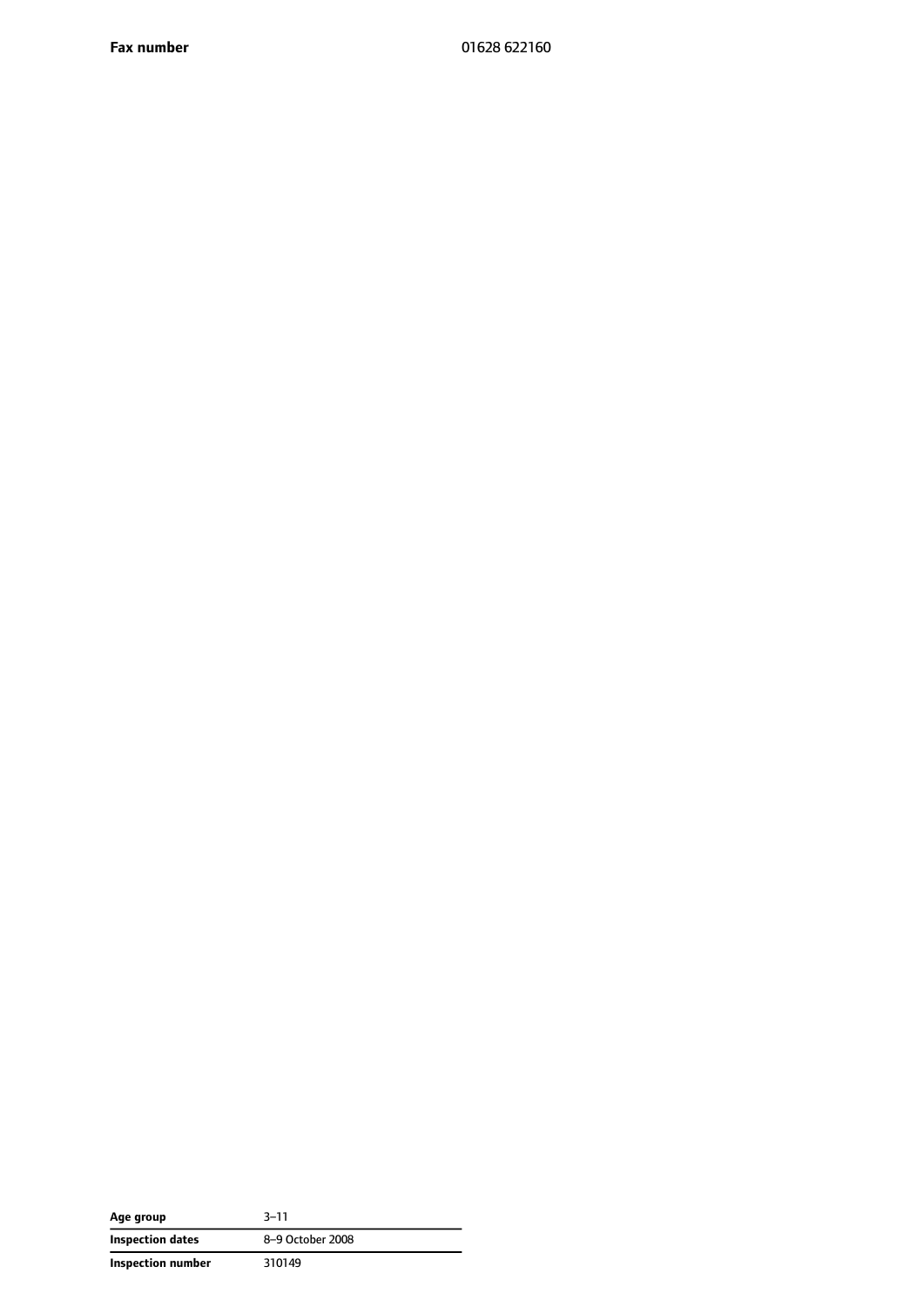| | |
|---|---|
| **Fax number** | 01628 622160 |

| | |
|---|---|
| **Age group** | 3–11 |
| **Inspection dates** | 8–9 October 2008 |
| **Inspection number** | 310149 |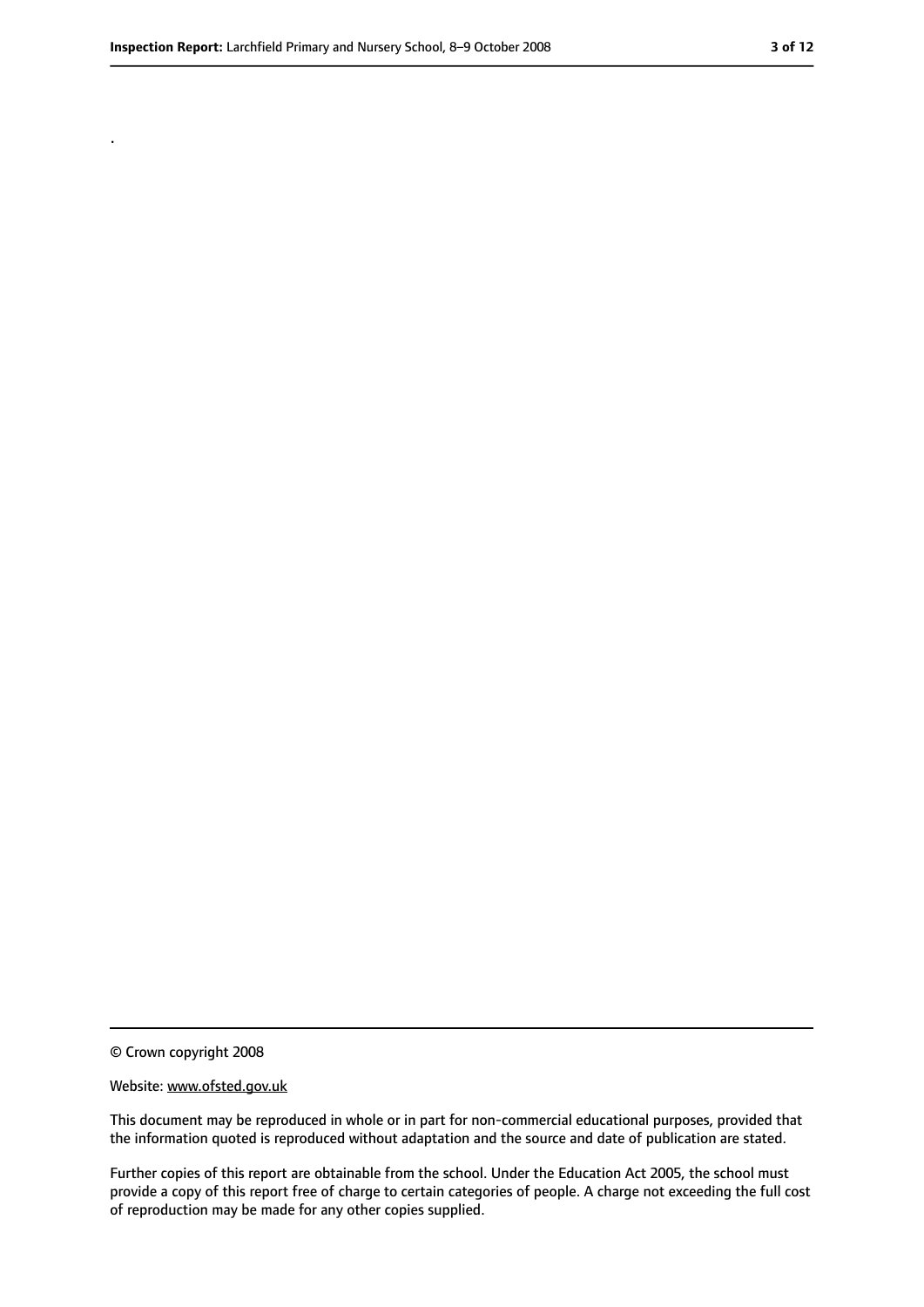.

© Crown copyright 2008

Website: www.ofsted.gov.uk

This document may be reproduced in whole or in part for non-commercial educational purposes, provided that the information quoted is reproduced without adaptation and the source and date of publication are stated.

Further copies of this report are obtainable from the school. Under the Education Act 2005, the school must provide a copy of this report free of charge to certain categories of people. A charge not exceeding the full cost of reproduction may be made for any other copies supplied.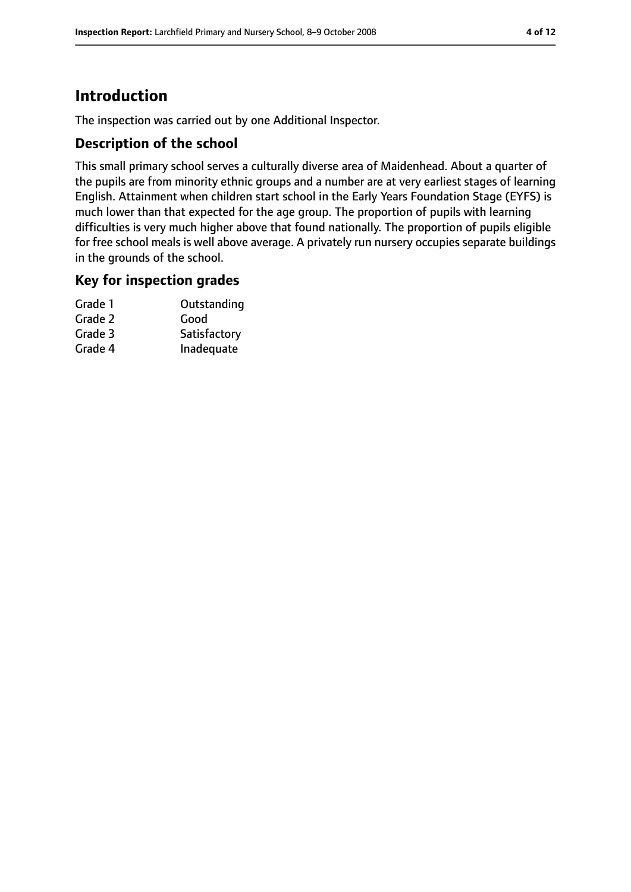# Introduction

The inspection was carried out by one Additional Inspector.

## Description of the school

This small primary school serves a culturally diverse area of Maidenhead. About a quarter of the pupils are from minority ethnic groups and a number are at very earliest stages of learning English. Attainment when children start school in the Early Years Foundation Stage (EYFS) is much lower than that expected for the age group. The proportion of pupils with learning difficulties is very much higher above that found nationally. The proportion of pupils eligible for free school meals is well above average. A privately run nursery occupies separate buildings in the grounds of the school.

## Key for inspection grades

| | |
|---|---|
| Grade 1 | Outstanding |
| Grade 2 | Good |
| Grade 3 | Satisfactory |
| Grade 4 | Inadequate |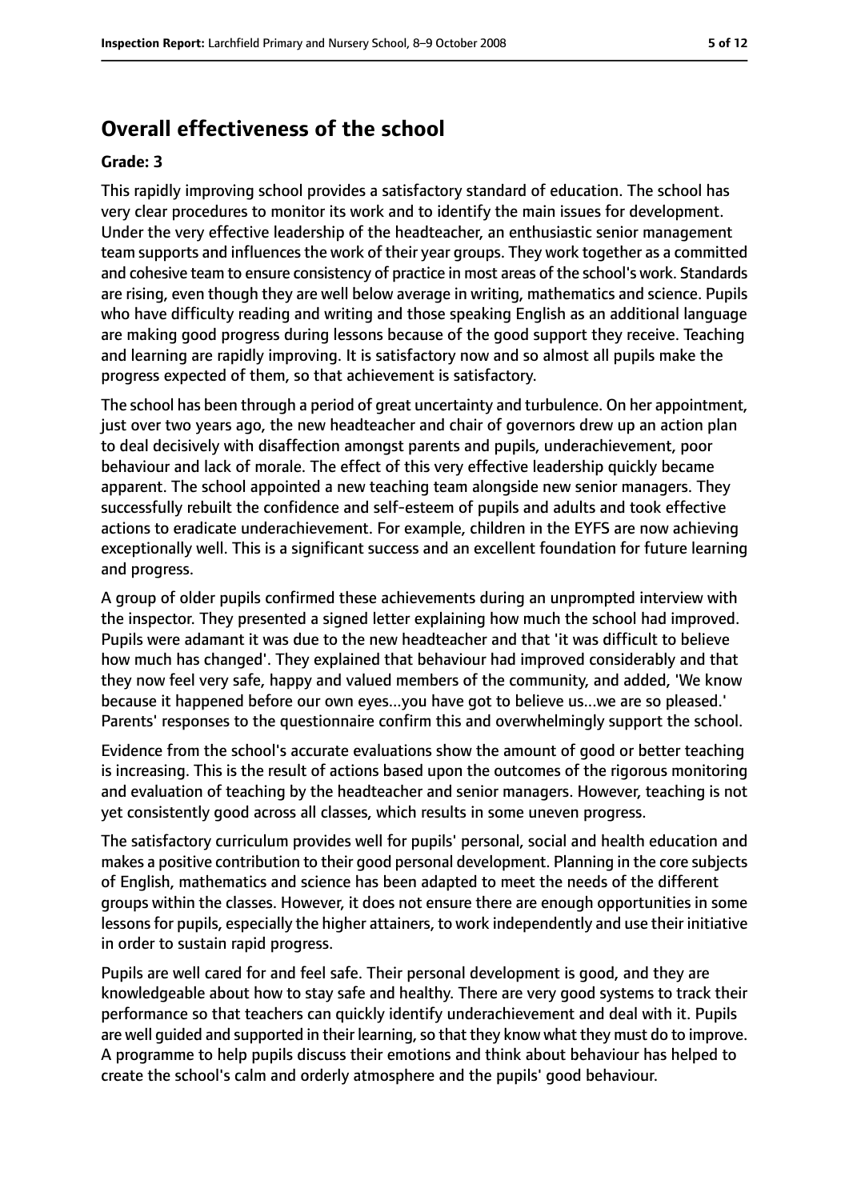## Overall effectiveness of the school

**Grade: 3**

This rapidly improving school provides a satisfactory standard of education. The school has very clear procedures to monitor its work and to identify the main issues for development. Under the very effective leadership of the headteacher, an enthusiastic senior management team supports and influences the work of their year groups. They work together as a committed and cohesive team to ensure consistency of practice in most areas of the school's work. Standards are rising, even though they are well below average in writing, mathematics and science. Pupils who have difficulty reading and writing and those speaking English as an additional language are making good progress during lessons because of the good support they receive. Teaching and learning are rapidly improving. It is satisfactory now and so almost all pupils make the progress expected of them, so that achievement is satisfactory.

The school has been through a period of great uncertainty and turbulence. On her appointment, just over two years ago, the new headteacher and chair of governors drew up an action plan to deal decisively with disaffection amongst parents and pupils, underachievement, poor behaviour and lack of morale. The effect of this very effective leadership quickly became apparent. The school appointed a new teaching team alongside new senior managers. They successfully rebuilt the confidence and self-esteem of pupils and adults and took effective actions to eradicate underachievement. For example, children in the EYFS are now achieving exceptionally well. This is a significant success and an excellent foundation for future learning and progress.

A group of older pupils confirmed these achievements during an unprompted interview with the inspector. They presented a signed letter explaining how much the school had improved. Pupils were adamant it was due to the new headteacher and that 'it was difficult to believe how much has changed'. They explained that behaviour had improved considerably and that they now feel very safe, happy and valued members of the community, and added, 'We know because it happened before our own eyes...you have got to believe us...we are so pleased.' Parents' responses to the questionnaire confirm this and overwhelmingly support the school.

Evidence from the school's accurate evaluations show the amount of good or better teaching is increasing. This is the result of actions based upon the outcomes of the rigorous monitoring and evaluation of teaching by the headteacher and senior managers. However, teaching is not yet consistently good across all classes, which results in some uneven progress.

The satisfactory curriculum provides well for pupils' personal, social and health education and makes a positive contribution to their good personal development. Planning in the core subjects of English, mathematics and science has been adapted to meet the needs of the different groups within the classes. However, it does not ensure there are enough opportunities in some lessons for pupils, especially the higher attainers, to work independently and use their initiative in order to sustain rapid progress.

Pupils are well cared for and feel safe. Their personal development is good, and they are knowledgeable about how to stay safe and healthy. There are very good systems to track their performance so that teachers can quickly identify underachievement and deal with it. Pupils are well guided and supported in their learning, so that they know what they must do to improve. A programme to help pupils discuss their emotions and think about behaviour has helped to create the school's calm and orderly atmosphere and the pupils' good behaviour.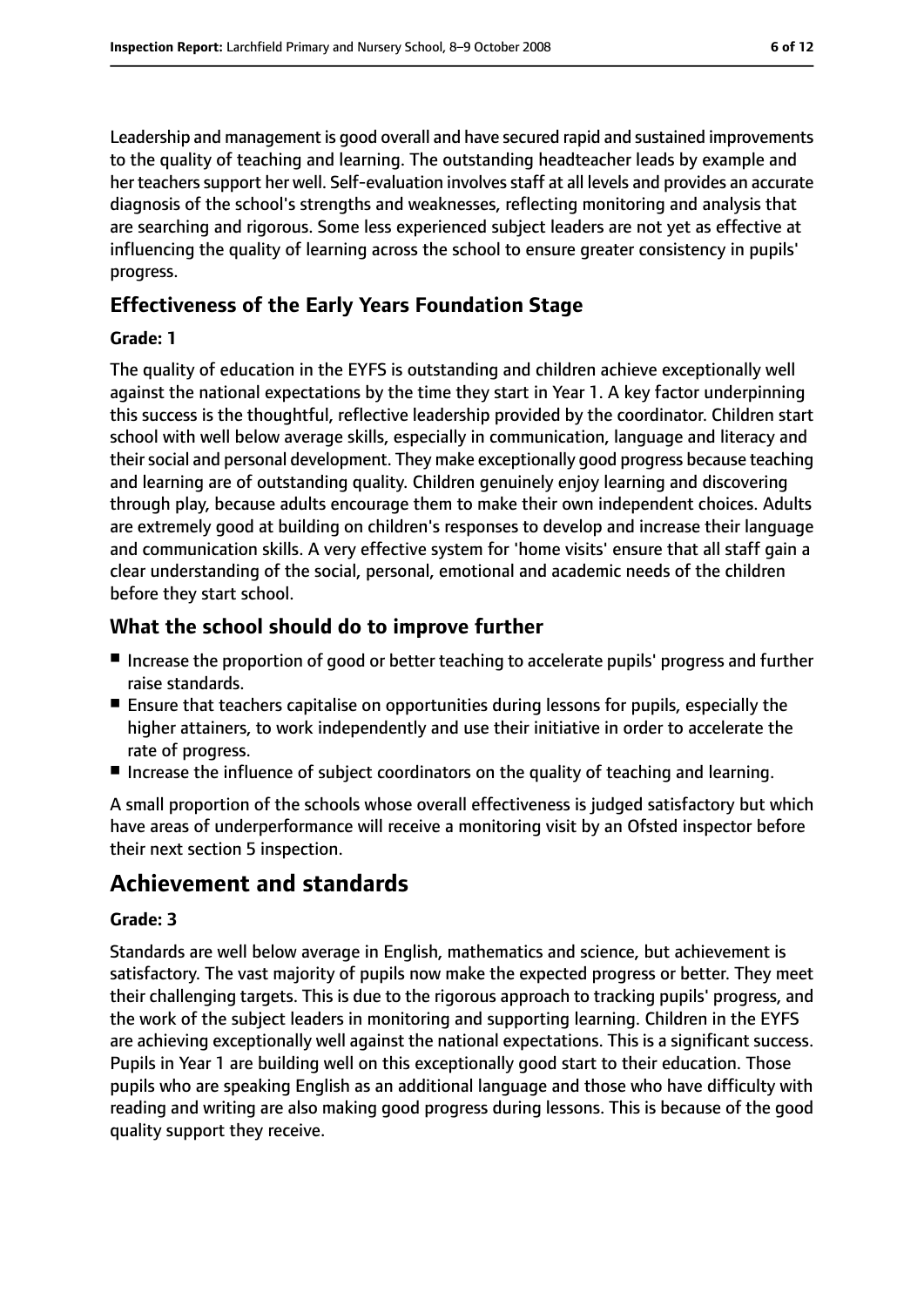Leadership and management is good overall and have secured rapid and sustained improvements to the quality of teaching and learning. The outstanding headteacher leads by example and her teachers support her well. Self-evaluation involves staff at all levels and provides an accurate diagnosis of the school's strengths and weaknesses, reflecting monitoring and analysis that are searching and rigorous. Some less experienced subject leaders are not yet as effective at influencing the quality of learning across the school to ensure greater consistency in pupils' progress.

### Effectiveness of the Early Years Foundation Stage

**Grade: 1**

The quality of education in the EYFS is outstanding and children achieve exceptionally well against the national expectations by the time they start in Year 1. A key factor underpinning this success is the thoughtful, reflective leadership provided by the coordinator. Children start school with well below average skills, especially in communication, language and literacy and their social and personal development. They make exceptionally good progress because teaching and learning are of outstanding quality. Children genuinely enjoy learning and discovering through play, because adults encourage them to make their own independent choices. Adults are extremely good at building on children's responses to develop and increase their language and communication skills. A very effective system for 'home visits' ensure that all staff gain a clear understanding of the social, personal, emotional and academic needs of the children before they start school.

### What the school should do to improve further

- Increase the proportion of good or better teaching to accelerate pupils' progress and further raise standards.
- Ensure that teachers capitalise on opportunities during lessons for pupils, especially the higher attainers, to work independently and use their initiative in order to accelerate the rate of progress.
- Increase the influence of subject coordinators on the quality of teaching and learning.

A small proportion of the schools whose overall effectiveness is judged satisfactory but which have areas of underperformance will receive a monitoring visit by an Ofsted inspector before their next section 5 inspection.

## Achievement and standards

**Grade: 3**

Standards are well below average in English, mathematics and science, but achievement is satisfactory. The vast majority of pupils now make the expected progress or better. They meet their challenging targets. This is due to the rigorous approach to tracking pupils' progress, and the work of the subject leaders in monitoring and supporting learning. Children in the EYFS are achieving exceptionally well against the national expectations. This is a significant success. Pupils in Year 1 are building well on this exceptionally good start to their education. Those pupils who are speaking English as an additional language and those who have difficulty with reading and writing are also making good progress during lessons. This is because of the good quality support they receive.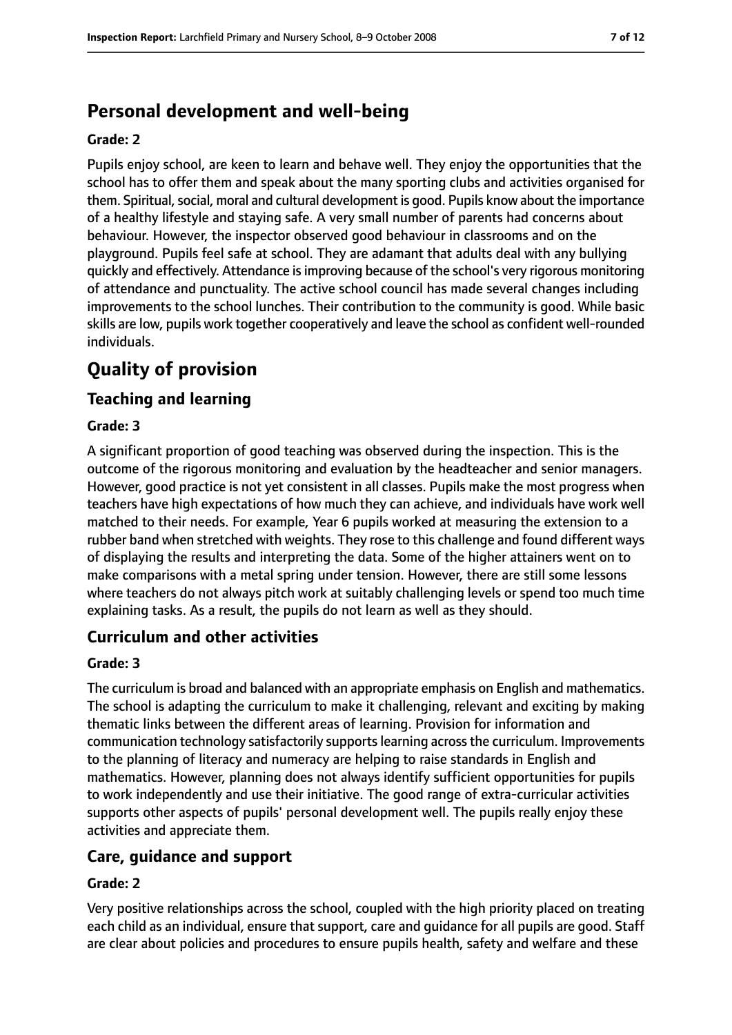## Personal development and well-being

**Grade: 2**

Pupils enjoy school, are keen to learn and behave well. They enjoy the opportunities that the school has to offer them and speak about the many sporting clubs and activities organised for them. Spiritual, social, moral and cultural development is good. Pupils know about the importance of a healthy lifestyle and staying safe. A very small number of parents had concerns about behaviour. However, the inspector observed good behaviour in classrooms and on the playground. Pupils feel safe at school. They are adamant that adults deal with any bullying quickly and effectively. Attendance is improving because of the school's very rigorous monitoring of attendance and punctuality. The active school council has made several changes including improvements to the school lunches. Their contribution to the community is good. While basic skills are low, pupils work together cooperatively and leave the school as confident well-rounded individuals.

# Quality of provision

## Teaching and learning

**Grade: 3**

A significant proportion of good teaching was observed during the inspection. This is the outcome of the rigorous monitoring and evaluation by the headteacher and senior managers. However, good practice is not yet consistent in all classes. Pupils make the most progress when teachers have high expectations of how much they can achieve, and individuals have work well matched to their needs. For example, Year 6 pupils worked at measuring the extension to a rubber band when stretched with weights. They rose to this challenge and found different ways of displaying the results and interpreting the data. Some of the higher attainers went on to make comparisons with a metal spring under tension. However, there are still some lessons where teachers do not always pitch work at suitably challenging levels or spend too much time explaining tasks. As a result, the pupils do not learn as well as they should.

## Curriculum and other activities

**Grade: 3**

The curriculum is broad and balanced with an appropriate emphasis on English and mathematics. The school is adapting the curriculum to make it challenging, relevant and exciting by making thematic links between the different areas of learning. Provision for information and communication technology satisfactorily supports learning across the curriculum. Improvements to the planning of literacy and numeracy are helping to raise standards in English and mathematics. However, planning does not always identify sufficient opportunities for pupils to work independently and use their initiative. The good range of extra-curricular activities supports other aspects of pupils' personal development well. The pupils really enjoy these activities and appreciate them.

## Care, guidance and support

**Grade: 2**

Very positive relationships across the school, coupled with the high priority placed on treating each child as an individual, ensure that support, care and guidance for all pupils are good. Staff are clear about policies and procedures to ensure pupils health, safety and welfare and these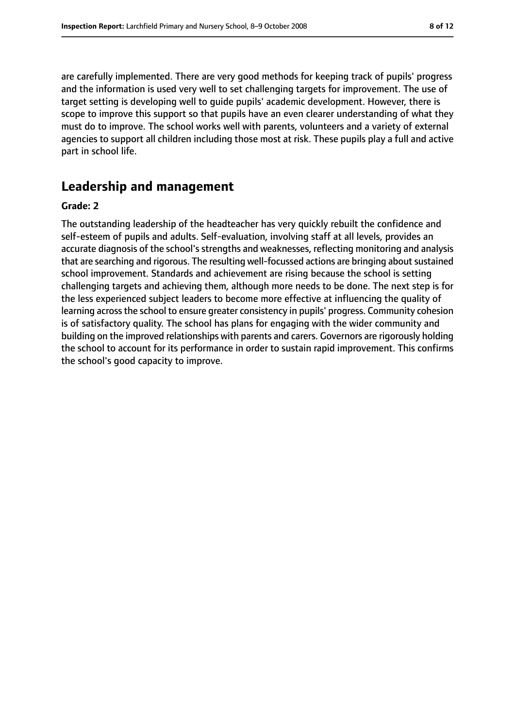are carefully implemented. There are very good methods for keeping track of pupils' progress and the information is used very well to set challenging targets for improvement. The use of target setting is developing well to guide pupils' academic development. However, there is scope to improve this support so that pupils have an even clearer understanding of what they must do to improve. The school works well with parents, volunteers and a variety of external agencies to support all children including those most at risk. These pupils play a full and active part in school life.

## Leadership and management

**Grade: 2**

The outstanding leadership of the headteacher has very quickly rebuilt the confidence and self-esteem of pupils and adults. Self-evaluation, involving staff at all levels, provides an accurate diagnosis of the school's strengths and weaknesses, reflecting monitoring and analysis that are searching and rigorous. The resulting well-focussed actions are bringing about sustained school improvement. Standards and achievement are rising because the school is setting challenging targets and achieving them, although more needs to be done. The next step is for the less experienced subject leaders to become more effective at influencing the quality of learning across the school to ensure greater consistency in pupils' progress. Community cohesion is of satisfactory quality. The school has plans for engaging with the wider community and building on the improved relationships with parents and carers. Governors are rigorously holding the school to account for its performance in order to sustain rapid improvement. This confirms the school's good capacity to improve.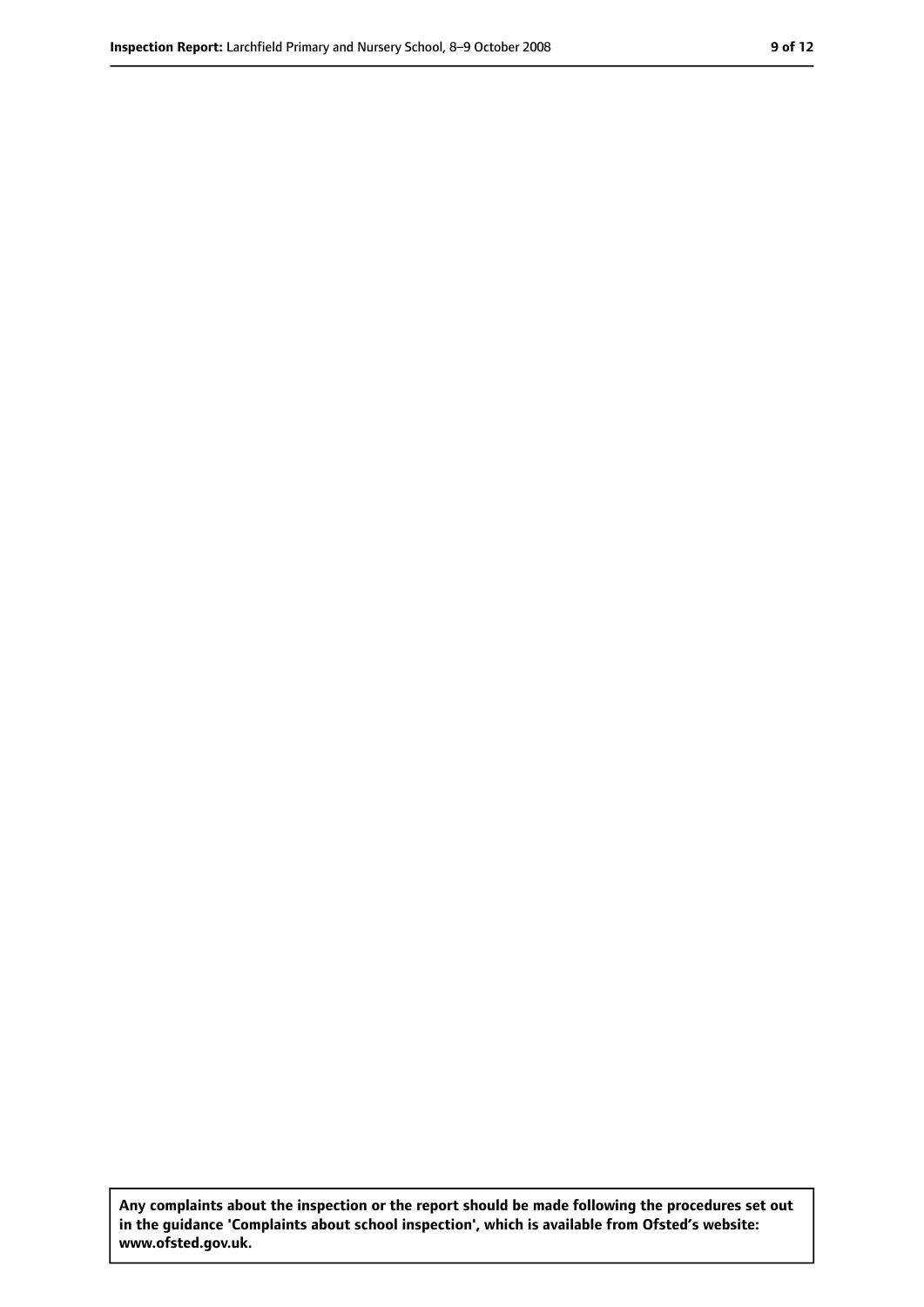**Any complaints about the inspection or the report should be made following the procedures set out in the guidance 'Complaints about school inspection', which is available from Ofsted's website: www.ofsted.gov.uk.**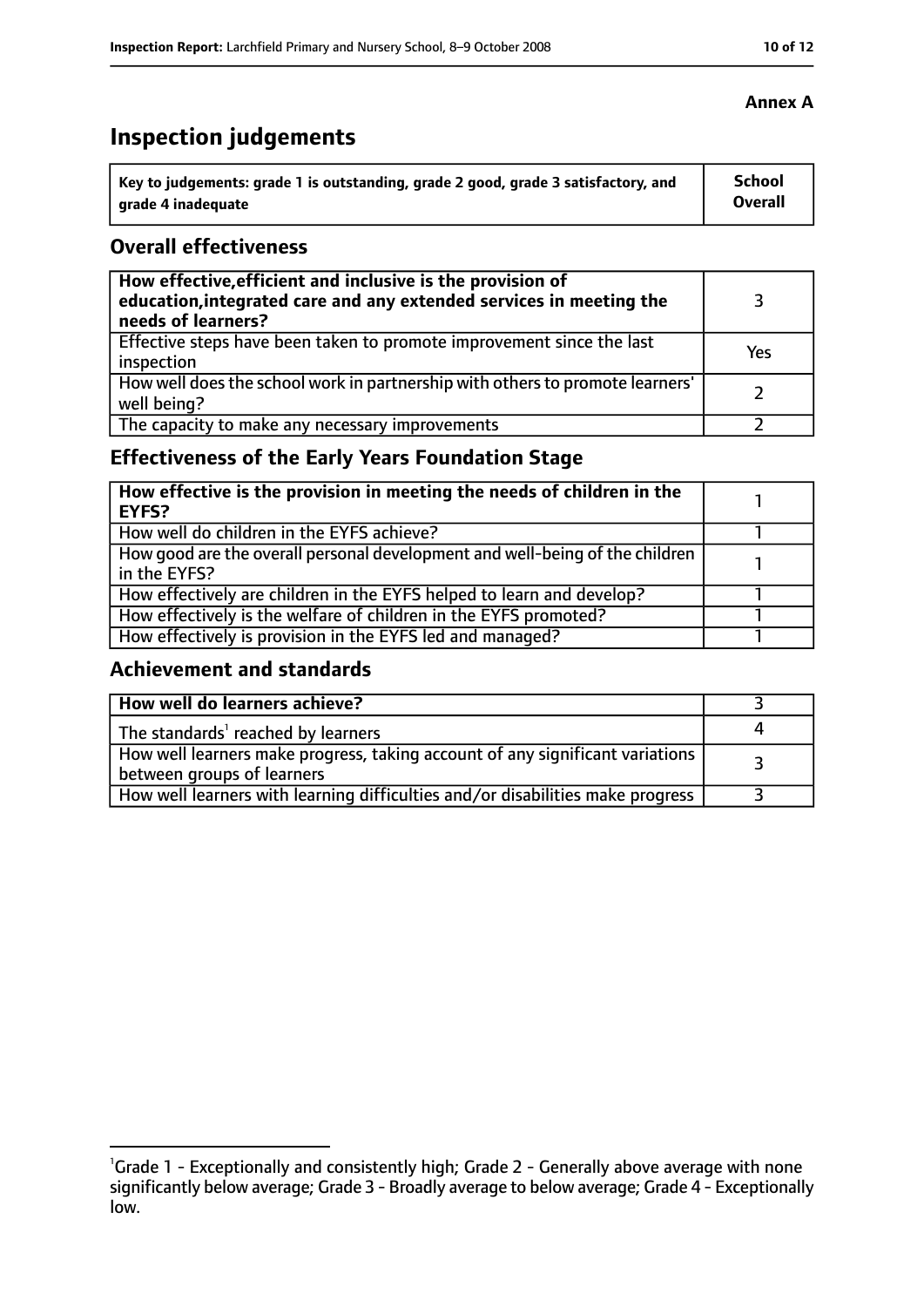**Annex A**

# Inspection judgements

| Key to judgements: grade 1 is outstanding, grade 2 good, grade 3 satisfactory, and grade 4 inadequate | School Overall |
|---|---|

## Overall effectiveness

| | |
|---|---|
| **How effective, efficient and inclusive is the provision of education, integrated care and any extended services in meeting the needs of learners?** | 3 |
| Effective steps have been taken to promote improvement since the last inspection | Yes |
| How well does the school work in partnership with others to promote learners' well being? | 2 |
| The capacity to make any necessary improvements | 2 |

## Effectiveness of the Early Years Foundation Stage

| | |
|---|---|
| **How effective is the provision in meeting the needs of children in the EYFS?** | 1 |
| How well do children in the EYFS achieve? | 1 |
| How good are the overall personal development and well-being of the children in the EYFS? | 1 |
| How effectively are children in the EYFS helped to learn and develop? | 1 |
| How effectively is the welfare of children in the EYFS promoted? | 1 |
| How effectively is provision in the EYFS led and managed? | 1 |

## Achievement and standards

| | |
|---|---|
| **How well do learners achieve?** | 3 |
| The standards[1] reached by learners | 4 |
| How well learners make progress, taking account of any significant variations between groups of learners | 3 |
| How well learners with learning difficulties and/or disabilities make progress | 3 |

[1]Grade 1 - Exceptionally and consistently high; Grade 2 - Generally above average with none significantly below average; Grade 3 - Broadly average to below average; Grade 4 - Exceptionally low.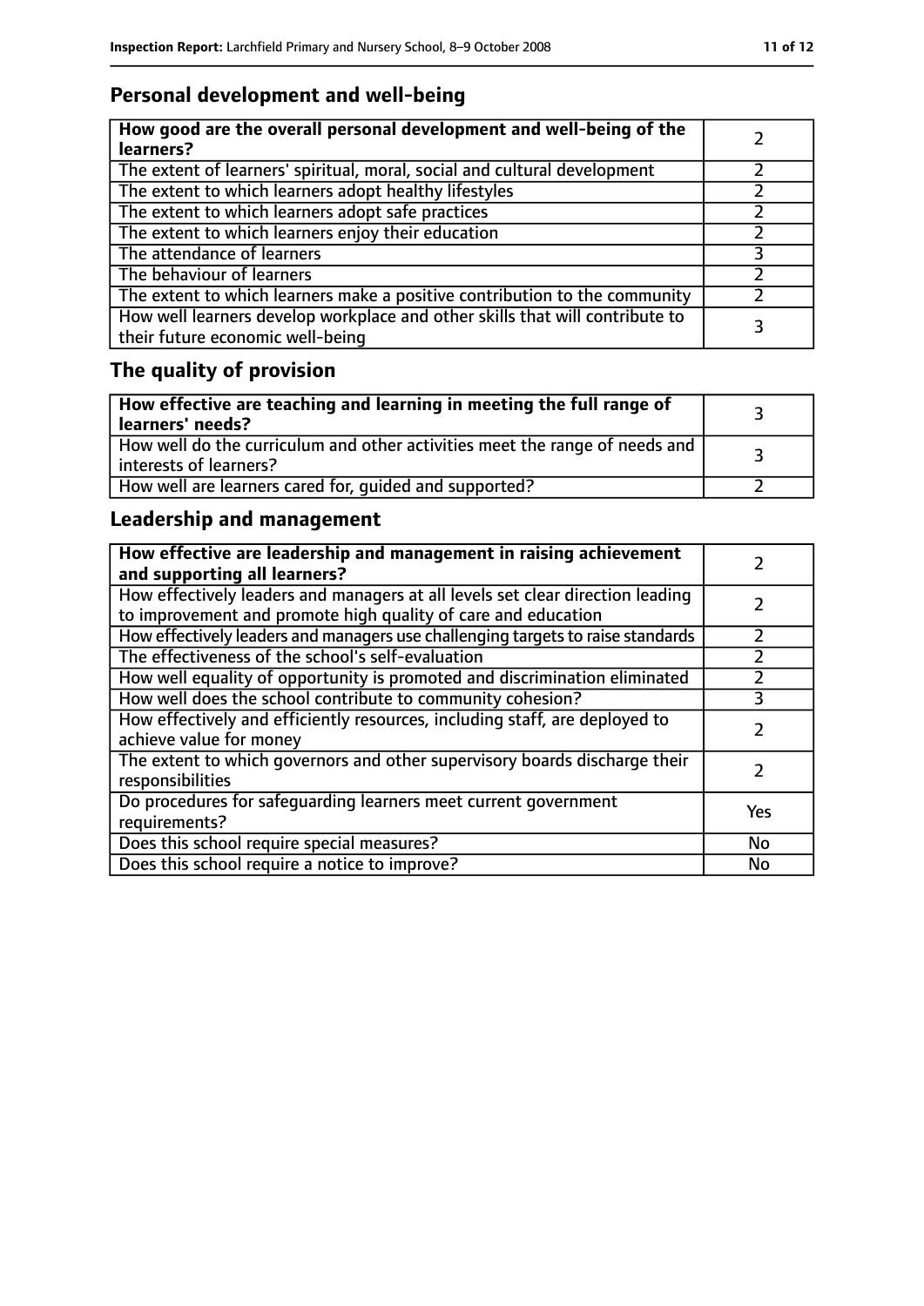## Personal development and well-being

| **How good are the overall personal development and well-being of the learners?** | 2 |
|---|---|
| The extent of learners' spiritual, moral, social and cultural development | 2 |
| The extent to which learners adopt healthy lifestyles | 2 |
| The extent to which learners adopt safe practices | 2 |
| The extent to which learners enjoy their education | 2 |
| The attendance of learners | 3 |
| The behaviour of learners | 2 |
| The extent to which learners make a positive contribution to the community | 2 |
| How well learners develop workplace and other skills that will contribute to their future economic well-being | 3 |

## The quality of provision

| **How effective are teaching and learning in meeting the full range of learners' needs?** | 3 |
|---|---|
| How well do the curriculum and other activities meet the range of needs and interests of learners? | 3 |
| How well are learners cared for, guided and supported? | 2 |

## Leadership and management

| **How effective are leadership and management in raising achievement and supporting all learners?** | 2 |
|---|---|
| How effectively leaders and managers at all levels set clear direction leading to improvement and promote high quality of care and education | 2 |
| How effectively leaders and managers use challenging targets to raise standards | 2 |
| The effectiveness of the school's self-evaluation | 2 |
| How well equality of opportunity is promoted and discrimination eliminated | 2 |
| How well does the school contribute to community cohesion? | 3 |
| How effectively and efficiently resources, including staff, are deployed to achieve value for money | 2 |
| The extent to which governors and other supervisory boards discharge their responsibilities | 2 |
| Do procedures for safeguarding learners meet current government requirements? | Yes |
| Does this school require special measures? | No |
| Does this school require a notice to improve? | No |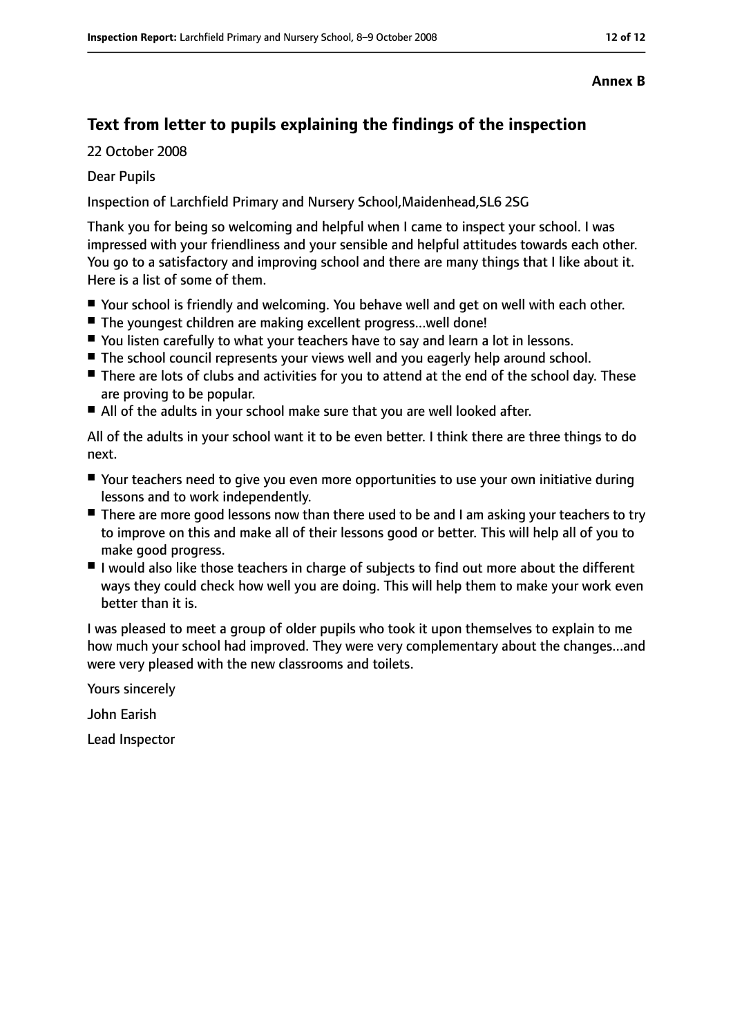**Annex B**

## Text from letter to pupils explaining the findings of the inspection

22 October 2008

Dear Pupils

Inspection of Larchfield Primary and Nursery School,Maidenhead,SL6 2SG

Thank you for being so welcoming and helpful when I came to inspect your school. I was impressed with your friendliness and your sensible and helpful attitudes towards each other. You go to a satisfactory and improving school and there are many things that I like about it. Here is a list of some of them.

- Your school is friendly and welcoming. You behave well and get on well with each other.
- The youngest children are making excellent progress...well done!
- You listen carefully to what your teachers have to say and learn a lot in lessons.
- The school council represents your views well and you eagerly help around school.
- There are lots of clubs and activities for you to attend at the end of the school day. These are proving to be popular.
- All of the adults in your school make sure that you are well looked after.

All of the adults in your school want it to be even better. I think there are three things to do next.

- Your teachers need to give you even more opportunities to use your own initiative during lessons and to work independently.
- There are more good lessons now than there used to be and I am asking your teachers to try to improve on this and make all of their lessons good or better. This will help all of you to make good progress.
- I would also like those teachers in charge of subjects to find out more about the different ways they could check how well you are doing. This will help them to make your work even better than it is.

I was pleased to meet a group of older pupils who took it upon themselves to explain to me how much your school had improved. They were very complementary about the changes...and were very pleased with the new classrooms and toilets.

Yours sincerely

John Earish

Lead Inspector